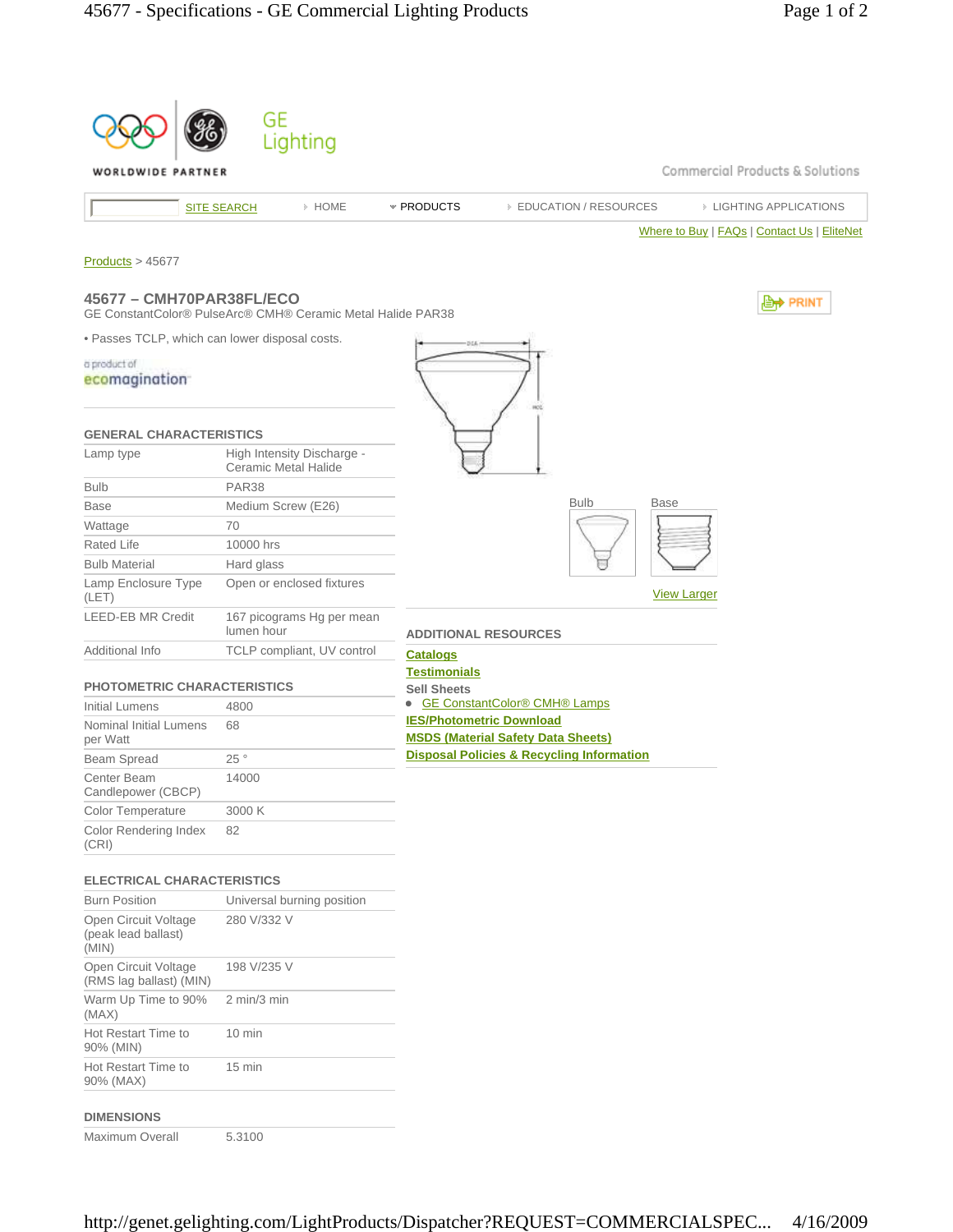GE Lighting

WORLDWIDE PARTNER

Commercial Products & Solutions

SITE SEARCH | HOME | PRODUCTS | EDUCATION / RESOURCES | LIGHTING APPLICATIONS

Where to Buy | FAQs | Contact Us | EliteNet

Products > 45677

## 45677 – CMH70PAR38FL/ECO

GE ConstantColor® PulseArc® CMH® Ceramic Metal Halide PAR38

PRINT

- Passes TCLP, which can lower disposal costs.

a product of ecomagination

### GENERAL CHARACTERISTICS

| | |
|---|---|
| Lamp type | High Intensity Discharge - Ceramic Metal Halide |
| Bulb | PAR38 |
| Base | Medium Screw (E26) |
| Wattage | 70 |
| Rated Life | 10000 hrs |
| Bulb Material | Hard glass |
| Lamp Enclosure Type (LET) | Open or enclosed fixtures |
| LEED-EB MR Credit | 167 picograms Hg per mean lumen hour |
| Additional Info | TCLP compliant, UV control |

### PHOTOMETRIC CHARACTERISTICS

| | |
|---|---|
| Initial Lumens | 4800 |
| Nominal Initial Lumens per Watt | 68 |
| Beam Spread | 25 ° |
| Center Beam Candlepower (CBCP) | 14000 |
| Color Temperature | 3000 K |
| Color Rendering Index (CRI) | 82 |

### ELECTRICAL CHARACTERISTICS

| | |
|---|---|
| Burn Position | Universal burning position |
| Open Circuit Voltage (peak lead ballast) (MIN) | 280 V/332 V |
| Open Circuit Voltage (RMS lag ballast) (MIN) | 198 V/235 V |
| Warm Up Time to 90% (MAX) | 2 min/3 min |
| Hot Restart Time to 90% (MIN) | 10 min |
| Hot Restart Time to 90% (MAX) | 15 min |

### DIMENSIONS

| | |
|---|---|
| Maximum Overall | 5.3100 |

Bulb | Base

View Larger

### ADDITIONAL RESOURCES

Catalogs

Testimonials

Sell Sheets

- GE ConstantColor® CMH® Lamps

IES/Photometric Download

MSDS (Material Safety Data Sheets)

Disposal Policies & Recycling Information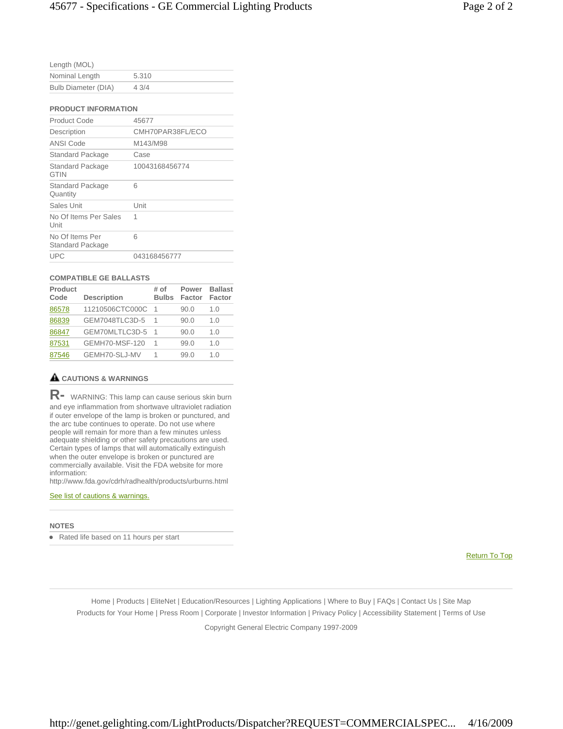| | |
|---|---|
| Length (MOL) | |
| Nominal Length | 5.310 |
| Bulb Diameter (DIA) | 4 3/4 |

## PRODUCT INFORMATION

| | |
|---|---|
| Product Code | 45677 |
| Description | CMH70PAR38FL/ECO |
| ANSI Code | M143/M98 |
| Standard Package | Case |
| Standard Package GTIN | 10043168456774 |
| Standard Package Quantity | 6 |
| Sales Unit | Unit |
| No Of Items Per Sales Unit | 1 |
| No Of Items Per Standard Package | 6 |
| UPC | 043168456777 |

## COMPATIBLE GE BALLASTS

| Product Code | Description | # of Bulbs | Power Factor | Ballast Factor |
|---|---|---|---|---|
| 86578 | 11210506CTC000C | 1 | 90.0 | 1.0 |
| 86839 | GEM7048TLC3D-5 | 1 | 90.0 | 1.0 |
| 86847 | GEM70MLTLC3D-5 | 1 | 90.0 | 1.0 |
| 87531 | GEMH70-MSF-120 | 1 | 99.0 | 1.0 |
| 87546 | GEMH70-SLJ-MV | 1 | 99.0 | 1.0 |

## CAUTIONS & WARNINGS

**R-** WARNING: This lamp can cause serious skin burn and eye inflammation from shortwave ultraviolet radiation if outer envelope of the lamp is broken or punctured, and the arc tube continues to operate. Do not use where people will remain for more than a few minutes unless adequate shielding or other safety precautions are used. Certain types of lamps that will automatically extinguish when the outer envelope is broken or punctured are commercially available. Visit the FDA website for more information: http://www.fda.gov/cdrh/radhealth/products/urburns.html

See list of cautions & warnings.

## NOTES

- Rated life based on 11 hours per start

Return To Top

Home | Products | EliteNet | Education/Resources | Lighting Applications | Where to Buy | FAQs | Contact Us | Site Map
Products for Your Home | Press Room | Corporate | Investor Information | Privacy Policy | Accessibility Statement | Terms of Use

Copyright General Electric Company 1997-2009